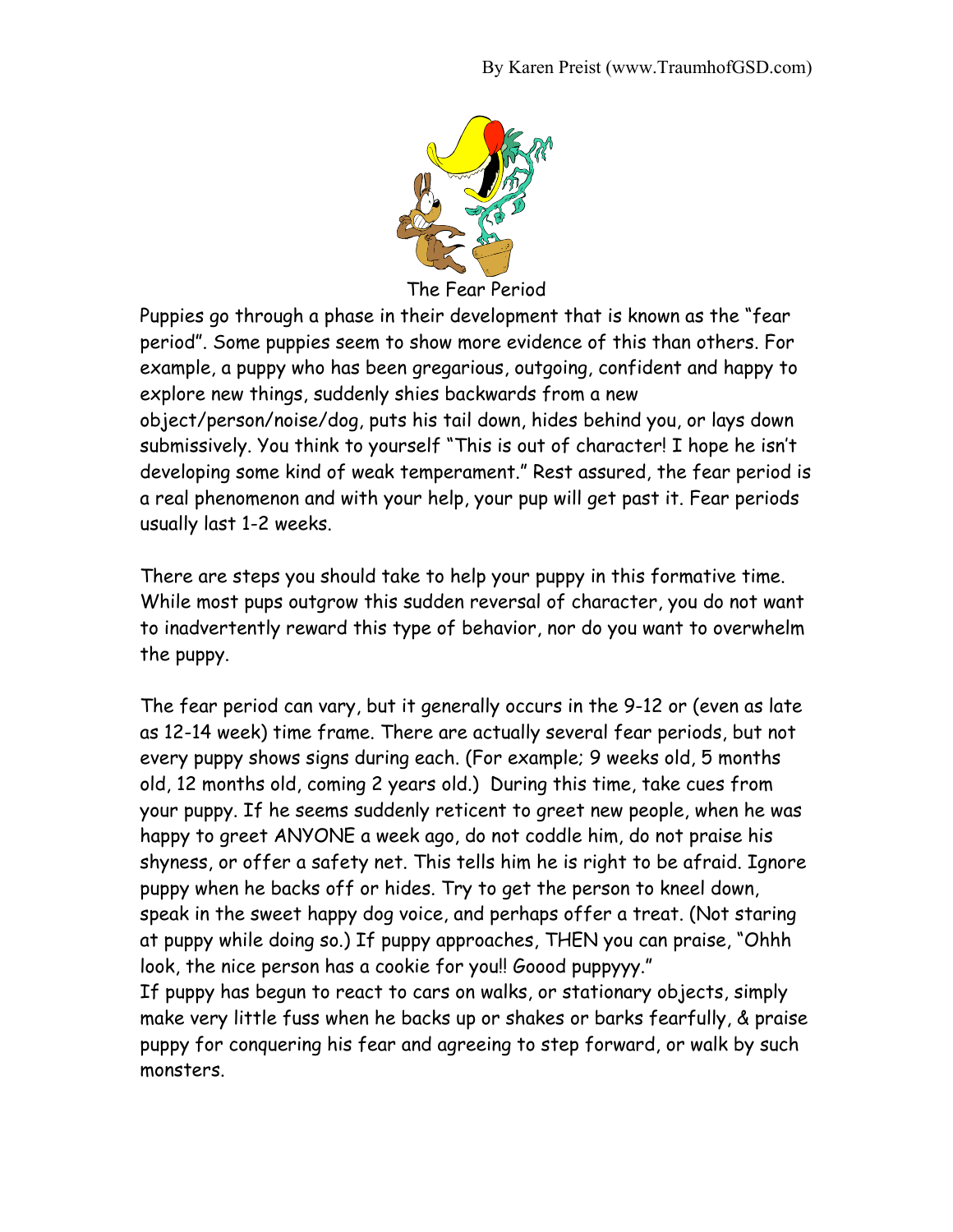By Karen Preist (www.TraumhofGSD.com)

# The Fear Period

Puppies go through a phase in their development that is known as the "fear period". Some puppies seem to show more evidence of this than others. For example, a puppy who has been gregarious, outgoing, confident and happy to explore new things, suddenly shies backwards from a new object/person/noise/dog, puts his tail down, hides behind you, or lays down submissively. You think to yourself "This is out of character! I hope he isn't developing some kind of weak temperament." Rest assured, the fear period is a real phenomenon and with your help, your pup will get past it. Fear periods usually last 1-2 weeks.

There are steps you should take to help your puppy in this formative time. While most pups outgrow this sudden reversal of character, you do not want to inadvertently reward this type of behavior, nor do you want to overwhelm the puppy.

The fear period can vary, but it generally occurs in the 9-12 or (even as late as 12-14 week) time frame. There are actually several fear periods, but not every puppy shows signs during each. (For example; 9 weeks old, 5 months old, 12 months old, coming 2 years old.) During this time, take cues from your puppy. If he seems suddenly reticent to greet new people, when he was happy to greet ANYONE a week ago, do not coddle him, do not praise his shyness, or offer a safety net. This tells him he is right to be afraid. Ignore puppy when he backs off or hides. Try to get the person to kneel down, speak in the sweet happy dog voice, and perhaps offer a treat. (Not staring at puppy while doing so.) If puppy approaches, THEN you can praise, "Ohhh look, the nice person has a cookie for you!! Goood puppyyy."

If puppy has begun to react to cars on walks, or stationary objects, simply make very little fuss when he backs up or shakes or barks fearfully, & praise puppy for conquering his fear and agreeing to step forward, or walk by such monsters.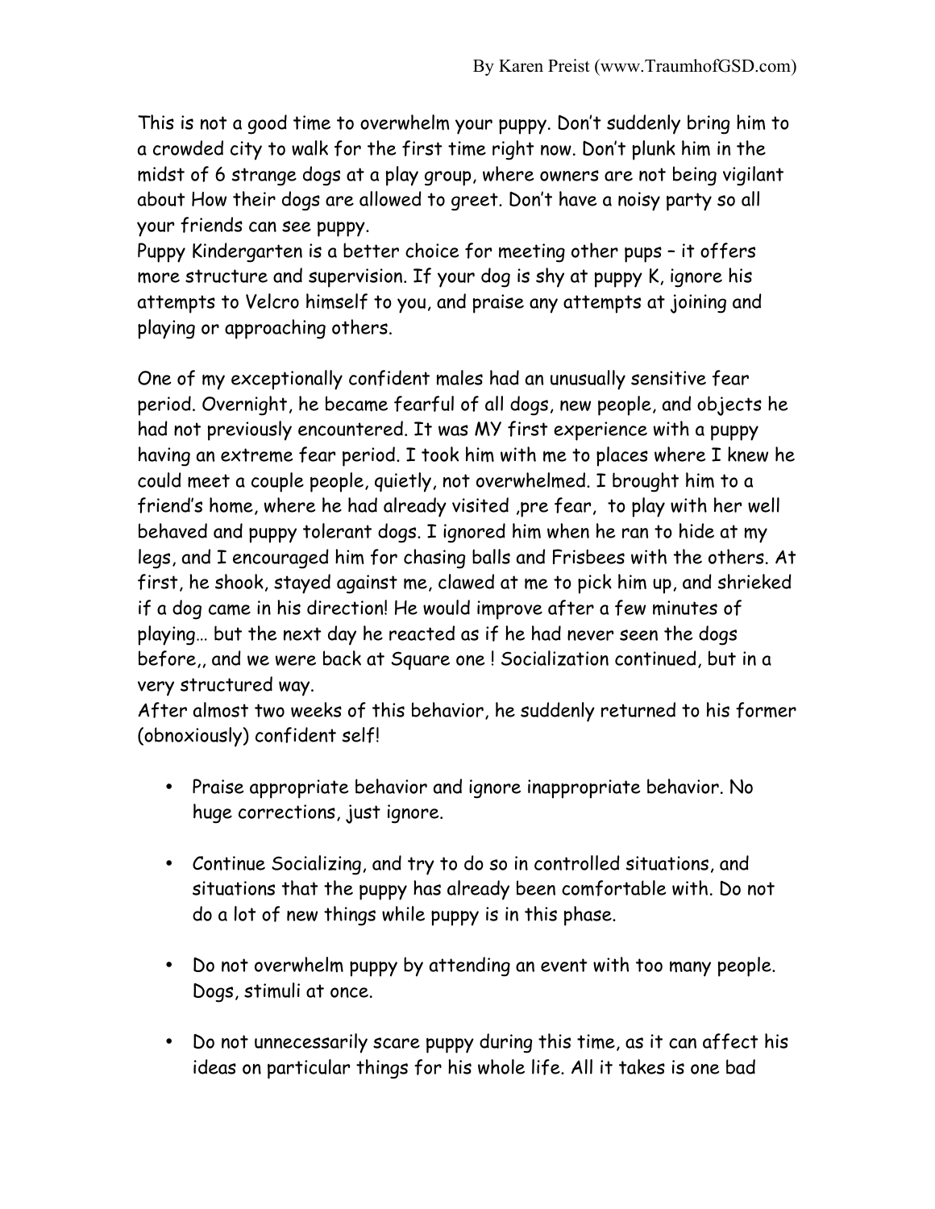This is not a good time to overwhelm your puppy. Don't suddenly bring him to a crowded city to walk for the first time right now. Don't plunk him in the midst of 6 strange dogs at a play group, where owners are not being vigilant about How their dogs are allowed to greet. Don't have a noisy party so all your friends can see puppy.
Puppy Kindergarten is a better choice for meeting other pups – it offers more structure and supervision. If your dog is shy at puppy K, ignore his attempts to Velcro himself to you, and praise any attempts at joining and playing or approaching others.

One of my exceptionally confident males had an unusually sensitive fear period. Overnight, he became fearful of all dogs, new people, and objects he had not previously encountered. It was MY first experience with a puppy having an extreme fear period. I took him with me to places where I knew he could meet a couple people, quietly, not overwhelmed. I brought him to a friend's home, where he had already visited ,pre fear, to play with her well behaved and puppy tolerant dogs. I ignored him when he ran to hide at my legs, and I encouraged him for chasing balls and Frisbees with the others. At first, he shook, stayed against me, clawed at me to pick him up, and shrieked if a dog came in his direction! He would improve after a few minutes of playing… but the next day he reacted as if he had never seen the dogs before,, and we were back at Square one ! Socialization continued, but in a very structured way.
After almost two weeks of this behavior, he suddenly returned to his former (obnoxiously) confident self!

- Praise appropriate behavior and ignore inappropriate behavior. No huge corrections, just ignore.

- Continue Socializing, and try to do so in controlled situations, and situations that the puppy has already been comfortable with. Do not do a lot of new things while puppy is in this phase.

- Do not overwhelm puppy by attending an event with too many people. Dogs, stimuli at once.

- Do not unnecessarily scare puppy during this time, as it can affect his ideas on particular things for his whole life. All it takes is one bad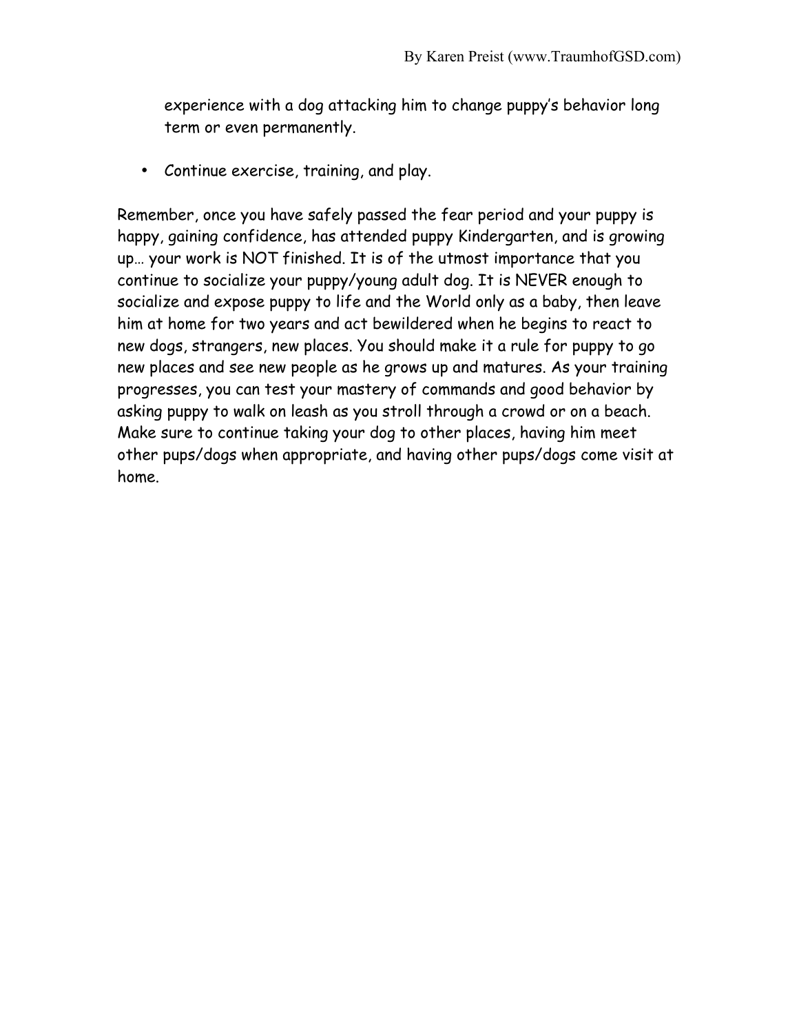experience with a dog attacking him to change puppy's behavior long term or even permanently.

- Continue exercise, training, and play.

Remember, once you have safely passed the fear period and your puppy is happy, gaining confidence, has attended puppy Kindergarten, and is growing up… your work is NOT finished. It is of the utmost importance that you continue to socialize your puppy/young adult dog. It is NEVER enough to socialize and expose puppy to life and the World only as a baby, then leave him at home for two years and act bewildered when he begins to react to new dogs, strangers, new places. You should make it a rule for puppy to go new places and see new people as he grows up and matures. As your training progresses, you can test your mastery of commands and good behavior by asking puppy to walk on leash as you stroll through a crowd or on a beach. Make sure to continue taking your dog to other places, having him meet other pups/dogs when appropriate, and having other pups/dogs come visit at home.